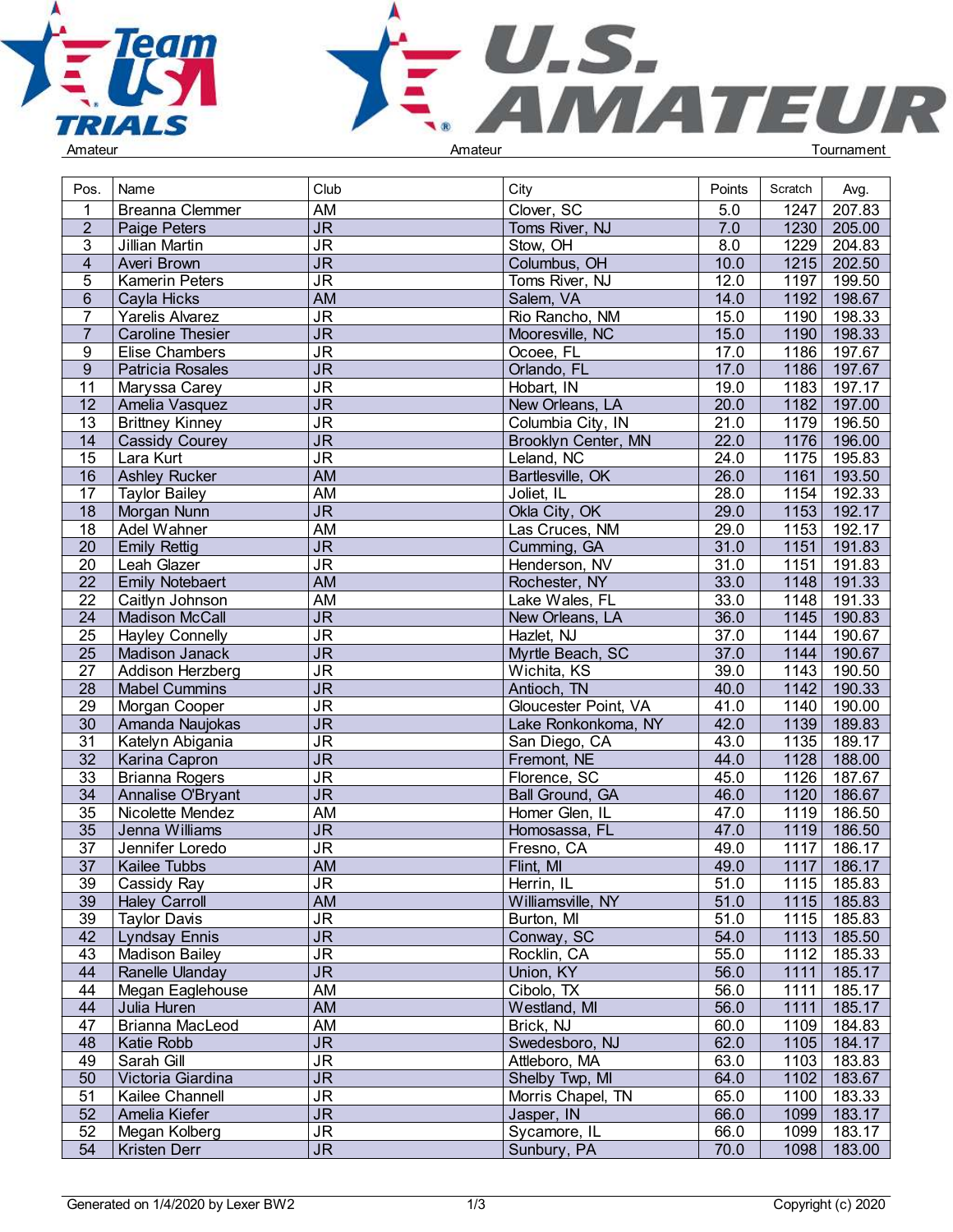Amateur — Amateur — Tournament

| Pos. | Name | Club | City | Points | Scratch | Avg. |
|---|---|---|---|---|---|---|
| 1 | Breanna Clemmer | AM | Clover, SC | 5.0 | 1247 | 207.83 |
| 2 | Paige Peters | JR | Toms River, NJ | 7.0 | 1230 | 205.00 |
| 3 | Jillian Martin | JR | Stow, OH | 8.0 | 1229 | 204.83 |
| 4 | Averi Brown | JR | Columbus, OH | 10.0 | 1215 | 202.50 |
| 5 | Kamerin Peters | JR | Toms River, NJ | 12.0 | 1197 | 199.50 |
| 6 | Cayla Hicks | AM | Salem, VA | 14.0 | 1192 | 198.67 |
| 7 | Yarelis Alvarez | JR | Rio Rancho, NM | 15.0 | 1190 | 198.33 |
| 7 | Caroline Thesier | JR | Mooresville, NC | 15.0 | 1190 | 198.33 |
| 9 | Elise Chambers | JR | Ocoee, FL | 17.0 | 1186 | 197.67 |
| 9 | Patricia Rosales | JR | Orlando, FL | 17.0 | 1186 | 197.67 |
| 11 | Maryssa Carey | JR | Hobart, IN | 19.0 | 1183 | 197.17 |
| 12 | Amelia Vasquez | JR | New Orleans, LA | 20.0 | 1182 | 197.00 |
| 13 | Brittney Kinney | JR | Columbia City, IN | 21.0 | 1179 | 196.50 |
| 14 | Cassidy Courey | JR | Brooklyn Center, MN | 22.0 | 1176 | 196.00 |
| 15 | Lara Kurt | JR | Leland, NC | 24.0 | 1175 | 195.83 |
| 16 | Ashley Rucker | AM | Bartlesville, OK | 26.0 | 1161 | 193.50 |
| 17 | Taylor Bailey | AM | Joliet, IL | 28.0 | 1154 | 192.33 |
| 18 | Morgan Nunn | JR | Okla City, OK | 29.0 | 1153 | 192.17 |
| 18 | Adel Wahner | AM | Las Cruces, NM | 29.0 | 1153 | 192.17 |
| 20 | Emily Rettig | JR | Cumming, GA | 31.0 | 1151 | 191.83 |
| 20 | Leah Glazer | JR | Henderson, NV | 31.0 | 1151 | 191.83 |
| 22 | Emily Notebaert | AM | Rochester, NY | 33.0 | 1148 | 191.33 |
| 22 | Caitlyn Johnson | AM | Lake Wales, FL | 33.0 | 1148 | 191.33 |
| 24 | Madison McCall | JR | New Orleans, LA | 36.0 | 1145 | 190.83 |
| 25 | Hayley Connelly | JR | Hazlet, NJ | 37.0 | 1144 | 190.67 |
| 25 | Madison Janack | JR | Myrtle Beach, SC | 37.0 | 1144 | 190.67 |
| 27 | Addison Herzberg | JR | Wichita, KS | 39.0 | 1143 | 190.50 |
| 28 | Mabel Cummins | JR | Antioch, TN | 40.0 | 1142 | 190.33 |
| 29 | Morgan Cooper | JR | Gloucester Point, VA | 41.0 | 1140 | 190.00 |
| 30 | Amanda Naujokas | JR | Lake Ronkonkoma, NY | 42.0 | 1139 | 189.83 |
| 31 | Katelyn Abigania | JR | San Diego, CA | 43.0 | 1135 | 189.17 |
| 32 | Karina Capron | JR | Fremont, NE | 44.0 | 1128 | 188.00 |
| 33 | Brianna Rogers | JR | Florence, SC | 45.0 | 1126 | 187.67 |
| 34 | Annalise O'Bryant | JR | Ball Ground, GA | 46.0 | 1120 | 186.67 |
| 35 | Nicolette Mendez | AM | Homer Glen, IL | 47.0 | 1119 | 186.50 |
| 35 | Jenna Williams | JR | Homosassa, FL | 47.0 | 1119 | 186.50 |
| 37 | Jennifer Loredo | JR | Fresno, CA | 49.0 | 1117 | 186.17 |
| 37 | Kailee Tubbs | AM | Flint, MI | 49.0 | 1117 | 186.17 |
| 39 | Cassidy Ray | JR | Herrin, IL | 51.0 | 1115 | 185.83 |
| 39 | Haley Carroll | AM | Williamsville, NY | 51.0 | 1115 | 185.83 |
| 39 | Taylor Davis | JR | Burton, MI | 51.0 | 1115 | 185.83 |
| 42 | Lyndsay Ennis | JR | Conway, SC | 54.0 | 1113 | 185.50 |
| 43 | Madison Bailey | JR | Rocklin, CA | 55.0 | 1112 | 185.33 |
| 44 | Ranelle Ulanday | JR | Union, KY | 56.0 | 1111 | 185.17 |
| 44 | Megan Eaglehouse | AM | Cibolo, TX | 56.0 | 1111 | 185.17 |
| 44 | Julia Huren | AM | Westland, MI | 56.0 | 1111 | 185.17 |
| 47 | Brianna MacLeod | AM | Brick, NJ | 60.0 | 1109 | 184.83 |
| 48 | Katie Robb | JR | Swedesboro, NJ | 62.0 | 1105 | 184.17 |
| 49 | Sarah Gill | JR | Attleboro, MA | 63.0 | 1103 | 183.83 |
| 50 | Victoria Giardina | JR | Shelby Twp, MI | 64.0 | 1102 | 183.67 |
| 51 | Kailee Channell | JR | Morris Chapel, TN | 65.0 | 1100 | 183.33 |
| 52 | Amelia Kiefer | JR | Jasper, IN | 66.0 | 1099 | 183.17 |
| 52 | Megan Kolberg | JR | Sycamore, IL | 66.0 | 1099 | 183.17 |
| 54 | Kristen Derr | JR | Sunbury, PA | 70.0 | 1098 | 183.00 |

Generated on 1/4/2020 by Lexer BW2 — Copyright (c) 2020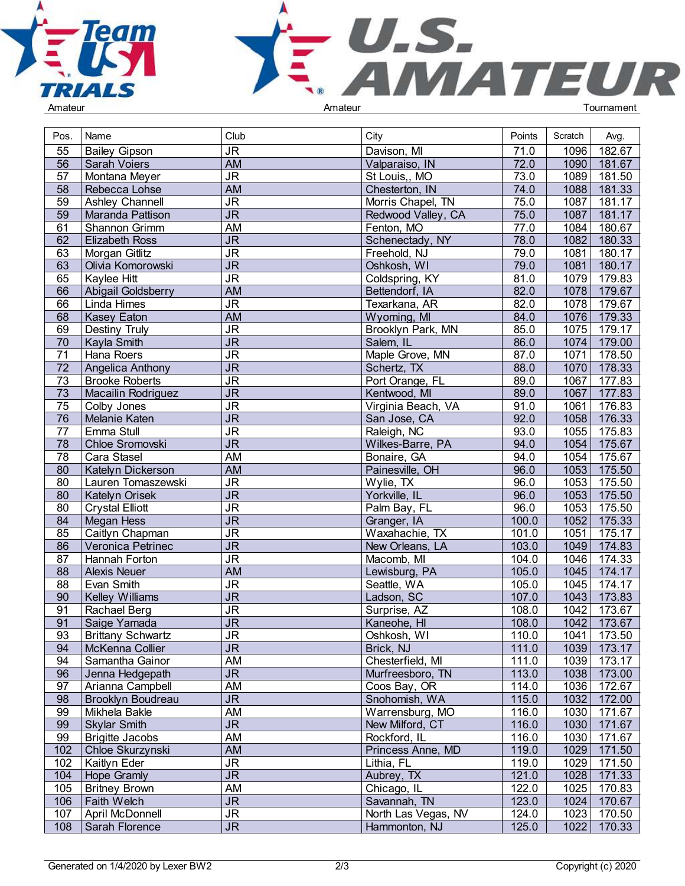Amateur Amateur Tournament

| Pos. | Name | Club | City | Points | Scratch | Avg. |
|---|---|---|---|---|---|---|
| 55 | Bailey Gipson | JR | Davison, MI | 71.0 | 1096 | 182.67 |
| 56 | Sarah Voiers | AM | Valparaiso, IN | 72.0 | 1090 | 181.67 |
| 57 | Montana Meyer | JR | St Louis,, MO | 73.0 | 1089 | 181.50 |
| 58 | Rebecca Lohse | AM | Chesterton, IN | 74.0 | 1088 | 181.33 |
| 59 | Ashley Channell | JR | Morris Chapel, TN | 75.0 | 1087 | 181.17 |
| 59 | Maranda Pattison | JR | Redwood Valley, CA | 75.0 | 1087 | 181.17 |
| 61 | Shannon Grimm | AM | Fenton, MO | 77.0 | 1084 | 180.67 |
| 62 | Elizabeth Ross | JR | Schenectady, NY | 78.0 | 1082 | 180.33 |
| 63 | Morgan Gitlitz | JR | Freehold, NJ | 79.0 | 1081 | 180.17 |
| 63 | Olivia Komorowski | JR | Oshkosh, WI | 79.0 | 1081 | 180.17 |
| 65 | Kaylee Hitt | JR | Coldspring, KY | 81.0 | 1079 | 179.83 |
| 66 | Abigail Goldsberry | AM | Bettendorf, IA | 82.0 | 1078 | 179.67 |
| 66 | Linda Himes | JR | Texarkana, AR | 82.0 | 1078 | 179.67 |
| 68 | Kasey Eaton | AM | Wyoming, MI | 84.0 | 1076 | 179.33 |
| 69 | Destiny Truly | JR | Brooklyn Park, MN | 85.0 | 1075 | 179.17 |
| 70 | Kayla Smith | JR | Salem, IL | 86.0 | 1074 | 179.00 |
| 71 | Hana Roers | JR | Maple Grove, MN | 87.0 | 1071 | 178.50 |
| 72 | Angelica Anthony | JR | Schertz, TX | 88.0 | 1070 | 178.33 |
| 73 | Brooke Roberts | JR | Port Orange, FL | 89.0 | 1067 | 177.83 |
| 73 | Macailin Rodriguez | JR | Kentwood, MI | 89.0 | 1067 | 177.83 |
| 75 | Colby Jones | JR | Virginia Beach, VA | 91.0 | 1061 | 176.83 |
| 76 | Melanie Katen | JR | San Jose, CA | 92.0 | 1058 | 176.33 |
| 77 | Emma Stull | JR | Raleigh, NC | 93.0 | 1055 | 175.83 |
| 78 | Chloe Sromovski | JR | Wilkes-Barre, PA | 94.0 | 1054 | 175.67 |
| 78 | Cara Stasel | AM | Bonaire, GA | 94.0 | 1054 | 175.67 |
| 80 | Katelyn Dickerson | AM | Painesville, OH | 96.0 | 1053 | 175.50 |
| 80 | Lauren Tomaszewski | JR | Wylie, TX | 96.0 | 1053 | 175.50 |
| 80 | Katelyn Orisek | JR | Yorkville, IL | 96.0 | 1053 | 175.50 |
| 80 | Crystal Elliott | JR | Palm Bay, FL | 96.0 | 1053 | 175.50 |
| 84 | Megan Hess | JR | Granger, IA | 100.0 | 1052 | 175.33 |
| 85 | Caitlyn Chapman | JR | Waxahachie, TX | 101.0 | 1051 | 175.17 |
| 86 | Veronica Petrinec | JR | New Orleans, LA | 103.0 | 1049 | 174.83 |
| 87 | Hannah Forton | JR | Macomb, MI | 104.0 | 1046 | 174.33 |
| 88 | Alexis Neuer | AM | Lewisburg, PA | 105.0 | 1045 | 174.17 |
| 88 | Evan Smith | JR | Seattle, WA | 105.0 | 1045 | 174.17 |
| 90 | Kelley Williams | JR | Ladson, SC | 107.0 | 1043 | 173.83 |
| 91 | Rachael Berg | JR | Surprise, AZ | 108.0 | 1042 | 173.67 |
| 91 | Saige Yamada | JR | Kaneohe, HI | 108.0 | 1042 | 173.67 |
| 93 | Brittany Schwartz | JR | Oshkosh, WI | 110.0 | 1041 | 173.50 |
| 94 | McKenna Collier | JR | Brick, NJ | 111.0 | 1039 | 173.17 |
| 94 | Samantha Gainor | AM | Chesterfield, MI | 111.0 | 1039 | 173.17 |
| 96 | Jenna Hedgepath | JR | Murfreesboro, TN | 113.0 | 1038 | 173.00 |
| 97 | Arianna Campbell | AM | Coos Bay, OR | 114.0 | 1036 | 172.67 |
| 98 | Brooklyn Boudreau | JR | Snohomish, WA | 115.0 | 1032 | 172.00 |
| 99 | Mikhela Bakle | AM | Warrensburg, MO | 116.0 | 1030 | 171.67 |
| 99 | Skylar Smith | JR | New Milford, CT | 116.0 | 1030 | 171.67 |
| 99 | Brigitte Jacobs | AM | Rockford, IL | 116.0 | 1030 | 171.67 |
| 102 | Chloe Skurzynski | AM | Princess Anne, MD | 119.0 | 1029 | 171.50 |
| 102 | Kaitlyn Eder | JR | Lithia, FL | 119.0 | 1029 | 171.50 |
| 104 | Hope Gramly | JR | Aubrey, TX | 121.0 | 1028 | 171.33 |
| 105 | Britney Brown | AM | Chicago, IL | 122.0 | 1025 | 170.83 |
| 106 | Faith Welch | JR | Savannah, TN | 123.0 | 1024 | 170.67 |
| 107 | April McDonnell | JR | North Las Vegas, NV | 124.0 | 1023 | 170.50 |
| 108 | Sarah Florence | JR | Hammonton, NJ | 125.0 | 1022 | 170.33 |

Generated on 1/4/2020 by Lexer BW2 Copyright (c) 2020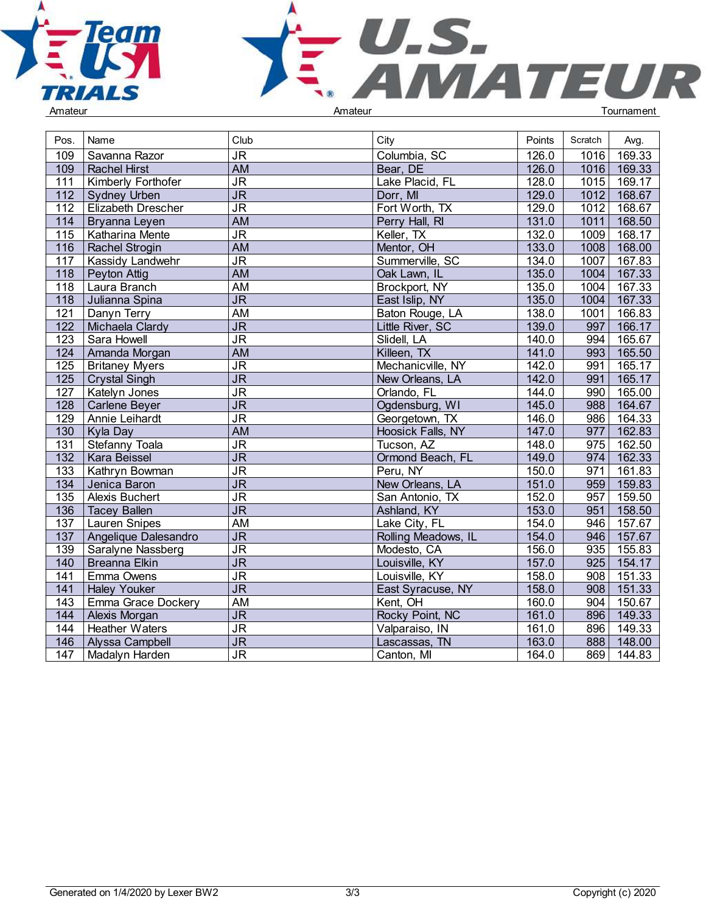| Pos. | Name | Club | City | Points | Scratch | Avg. |
|---|---|---|---|---|---|---|
| 109 | Savanna Razor | JR | Columbia, SC | 126.0 | 1016 | 169.33 |
| 109 | Rachel Hirst | AM | Bear, DE | 126.0 | 1016 | 169.33 |
| 111 | Kimberly Forthofer | JR | Lake Placid, FL | 128.0 | 1015 | 169.17 |
| 112 | Sydney Urben | JR | Dorr, MI | 129.0 | 1012 | 168.67 |
| 112 | Elizabeth Drescher | JR | Fort Worth, TX | 129.0 | 1012 | 168.67 |
| 114 | Bryanna Leyen | AM | Perry Hall, RI | 131.0 | 1011 | 168.50 |
| 115 | Katharina Mente | JR | Keller, TX | 132.0 | 1009 | 168.17 |
| 116 | Rachel Strogin | AM | Mentor, OH | 133.0 | 1008 | 168.00 |
| 117 | Kassidy Landwehr | JR | Summerville, SC | 134.0 | 1007 | 167.83 |
| 118 | Peyton Attig | AM | Oak Lawn, IL | 135.0 | 1004 | 167.33 |
| 118 | Laura Branch | AM | Brockport, NY | 135.0 | 1004 | 167.33 |
| 118 | Julianna Spina | JR | East Islip, NY | 135.0 | 1004 | 167.33 |
| 121 | Danyn Terry | AM | Baton Rouge, LA | 138.0 | 1001 | 166.83 |
| 122 | Michaela Clardy | JR | Little River, SC | 139.0 | 997 | 166.17 |
| 123 | Sara Howell | JR | Slidell, LA | 140.0 | 994 | 165.67 |
| 124 | Amanda Morgan | AM | Killeen, TX | 141.0 | 993 | 165.50 |
| 125 | Britaney Myers | JR | Mechanicville, NY | 142.0 | 991 | 165.17 |
| 125 | Crystal Singh | JR | New Orleans, LA | 142.0 | 991 | 165.17 |
| 127 | Katelyn Jones | JR | Orlando, FL | 144.0 | 990 | 165.00 |
| 128 | Carlene Beyer | JR | Ogdensburg, WI | 145.0 | 988 | 164.67 |
| 129 | Annie Leihardt | JR | Georgetown, TX | 146.0 | 986 | 164.33 |
| 130 | Kyla Day | AM | Hoosick Falls, NY | 147.0 | 977 | 162.83 |
| 131 | Stefanny Toala | JR | Tucson, AZ | 148.0 | 975 | 162.50 |
| 132 | Kara Beissel | JR | Ormond Beach, FL | 149.0 | 974 | 162.33 |
| 133 | Kathryn Bowman | JR | Peru, NY | 150.0 | 971 | 161.83 |
| 134 | Jenica Baron | JR | New Orleans, LA | 151.0 | 959 | 159.83 |
| 135 | Alexis Buchert | JR | San Antonio, TX | 152.0 | 957 | 159.50 |
| 136 | Tacey Ballen | JR | Ashland, KY | 153.0 | 951 | 158.50 |
| 137 | Lauren Snipes | AM | Lake City, FL | 154.0 | 946 | 157.67 |
| 137 | Angelique Dalesandro | JR | Rolling Meadows, IL | 154.0 | 946 | 157.67 |
| 139 | Saralyne Nassberg | JR | Modesto, CA | 156.0 | 935 | 155.83 |
| 140 | Breanna Elkin | JR | Louisville, KY | 157.0 | 925 | 154.17 |
| 141 | Emma Owens | JR | Louisville, KY | 158.0 | 908 | 151.33 |
| 141 | Haley Youker | JR | East Syracuse, NY | 158.0 | 908 | 151.33 |
| 143 | Emma Grace Dockery | AM | Kent, OH | 160.0 | 904 | 150.67 |
| 144 | Alexis Morgan | JR | Rocky Point, NC | 161.0 | 896 | 149.33 |
| 144 | Heather Waters | JR | Valparaiso, IN | 161.0 | 896 | 149.33 |
| 146 | Alyssa Campbell | JR | Lascassas, TN | 163.0 | 888 | 148.00 |
| 147 | Madalyn Harden | JR | Canton, MI | 164.0 | 869 | 144.83 |